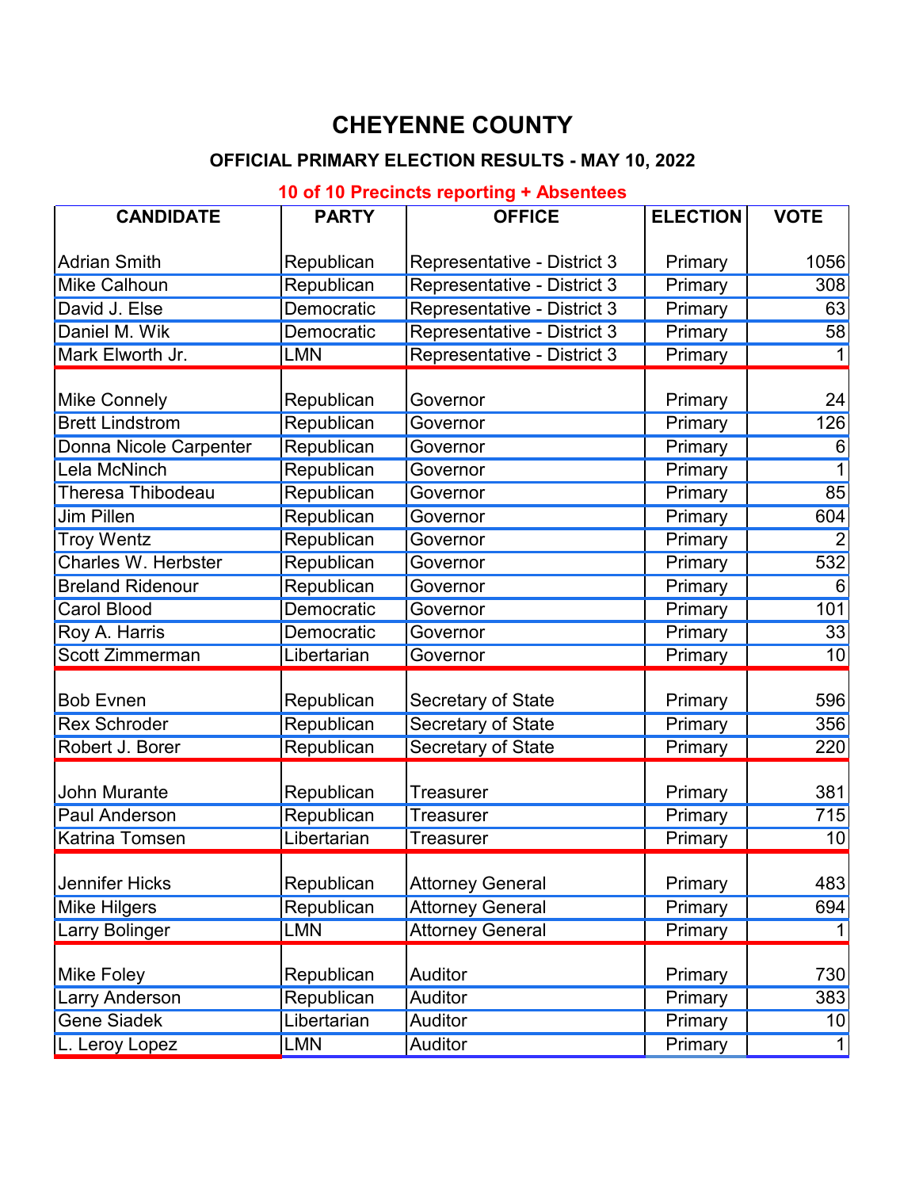# CHEYENNE COUNTY

## OFFICIAL PRIMARY ELECTION RESULTS - MAY 10, 2022

**10 of 10 Precincts reporting + Absentees**

| CANDIDATE | PARTY | OFFICE | ELECTION | VOTE |
|---|---|---|---|---|
| Adrian Smith | Republican | Representative - District 3 | Primary | 1056 |
| Mike Calhoun | Republican | Representative - District 3 | Primary | 308 |
| David J. Else | Democratic | Representative - District 3 | Primary | 63 |
| Daniel M. Wik | Democratic | Representative - District 3 | Primary | 58 |
| Mark Elworth Jr. | LMN | Representative - District 3 | Primary | 1 |
| Mike Connely | Republican | Governor | Primary | 24 |
| Brett Lindstrom | Republican | Governor | Primary | 126 |
| Donna Nicole Carpenter | Republican | Governor | Primary | 6 |
| Lela McNinch | Republican | Governor | Primary | 1 |
| Theresa Thibodeau | Republican | Governor | Primary | 85 |
| Jim Pillen | Republican | Governor | Primary | 604 |
| Troy Wentz | Republican | Governor | Primary | 2 |
| Charles W. Herbster | Republican | Governor | Primary | 532 |
| Breland Ridenour | Republican | Governor | Primary | 6 |
| Carol Blood | Democratic | Governor | Primary | 101 |
| Roy A. Harris | Democratic | Governor | Primary | 33 |
| Scott Zimmerman | Libertarian | Governor | Primary | 10 |
| Bob Evnen | Republican | Secretary of State | Primary | 596 |
| Rex Schroder | Republican | Secretary of State | Primary | 356 |
| Robert J. Borer | Republican | Secretary of State | Primary | 220 |
| John Murante | Republican | Treasurer | Primary | 381 |
| Paul Anderson | Republican | Treasurer | Primary | 715 |
| Katrina Tomsen | Libertarian | Treasurer | Primary | 10 |
| Jennifer Hicks | Republican | Attorney General | Primary | 483 |
| Mike Hilgers | Republican | Attorney General | Primary | 694 |
| Larry Bolinger | LMN | Attorney General | Primary | 1 |
| Mike Foley | Republican | Auditor | Primary | 730 |
| Larry Anderson | Republican | Auditor | Primary | 383 |
| Gene Siadek | Libertarian | Auditor | Primary | 10 |
| L. Leroy Lopez | LMN | Auditor | Primary | 1 |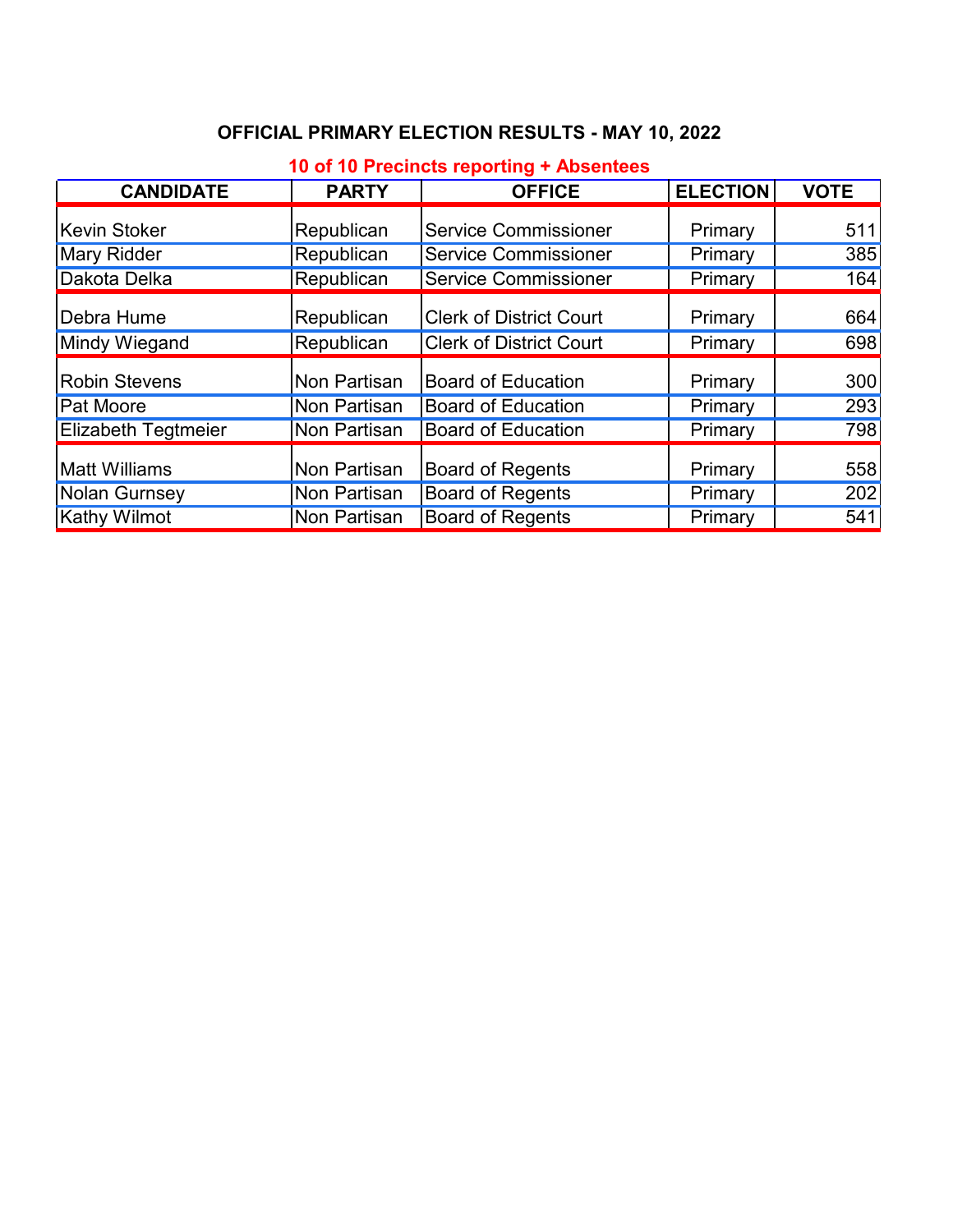## OFFICIAL PRIMARY ELECTION RESULTS - MAY 10, 2022

**10 of 10 Precincts reporting + Absentees**

| CANDIDATE | PARTY | OFFICE | ELECTION | VOTE |
|---|---|---|---|---|
| Kevin Stoker | Republican | Service Commissioner | Primary | 511 |
| Mary Ridder | Republican | Service Commissioner | Primary | 385 |
| Dakota Delka | Republican | Service Commissioner | Primary | 164 |
| Debra Hume | Republican | Clerk of District Court | Primary | 664 |
| Mindy Wiegand | Republican | Clerk of District Court | Primary | 698 |
| Robin Stevens | Non Partisan | Board of Education | Primary | 300 |
| Pat Moore | Non Partisan | Board of Education | Primary | 293 |
| Elizabeth Tegtmeier | Non Partisan | Board of Education | Primary | 798 |
| Matt Williams | Non Partisan | Board of Regents | Primary | 558 |
| Nolan Gurnsey | Non Partisan | Board of Regents | Primary | 202 |
| Kathy Wilmot | Non Partisan | Board of Regents | Primary | 541 |